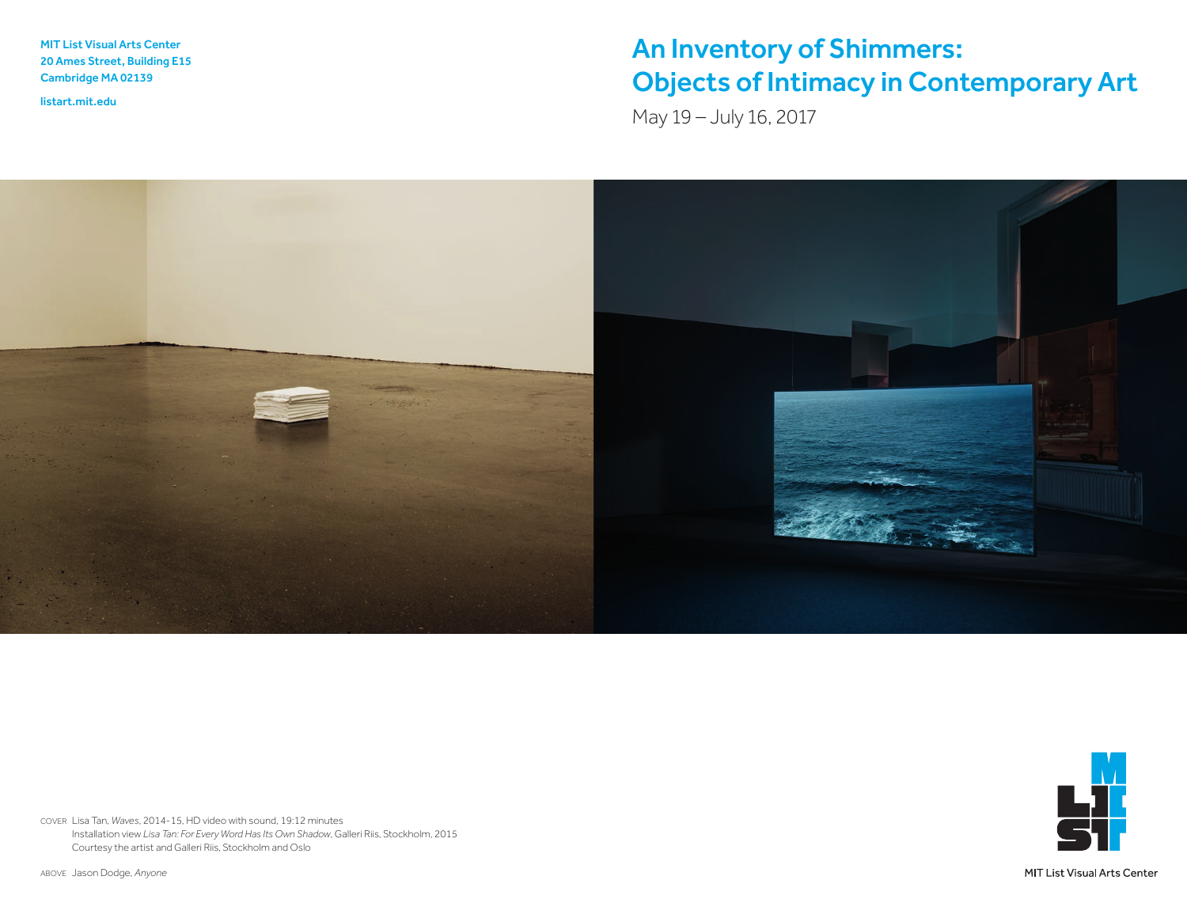MIT List Visual Arts Center
20 Ames Street, Building E15
Cambridge MA 02139

listart.mit.edu

# An Inventory of Shimmers: Objects of Intimacy in Contemporary Art

May 19 – July 16, 2017

COVER Lisa Tan, *Waves*, 2014–15, HD video with sound, 19:12 minutes
Installation view *Lisa Tan: For Every Word Has Its Own Shadow*, Galleri Riis, Stockholm, 2015
Courtesy the artist and Galleri Riis, Stockholm and Oslo

ABOVE Jason Dodge, *Anyone*

MIT List Visual Arts Center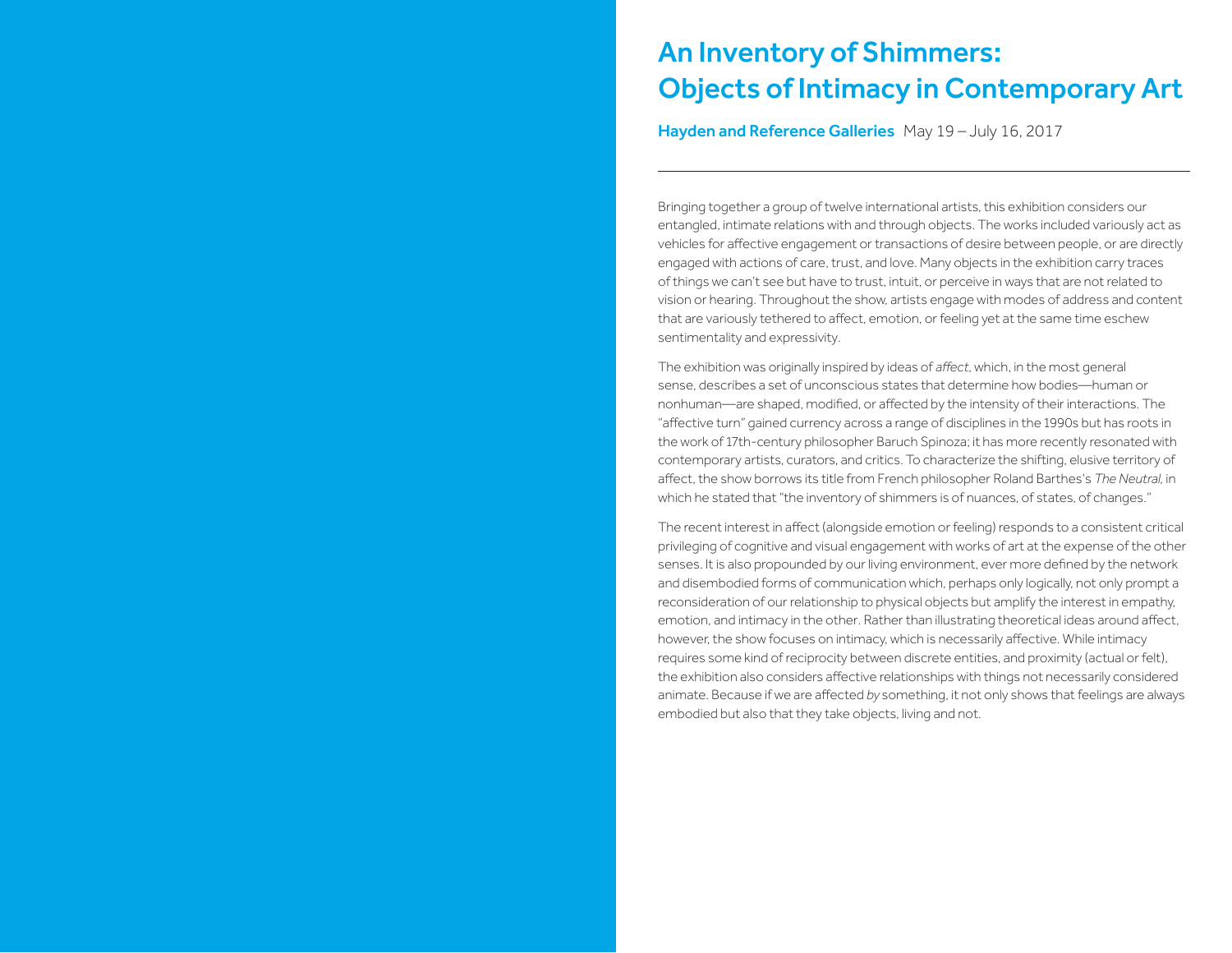# An Inventory of Shimmers: Objects of Intimacy in Contemporary Art

**Hayden and Reference Galleries** May 19 – July 16, 2017

---

Bringing together a group of twelve international artists, this exhibition considers our entangled, intimate relations with and through objects. The works included variously act as vehicles for affective engagement or transactions of desire between people, or are directly engaged with actions of care, trust, and love. Many objects in the exhibition carry traces of things we can't see but have to trust, intuit, or perceive in ways that are not related to vision or hearing. Throughout the show, artists engage with modes of address and content that are variously tethered to affect, emotion, or feeling yet at the same time eschew sentimentality and expressivity.

The exhibition was originally inspired by ideas of *affect*, which, in the most general sense, describes a set of unconscious states that determine how bodies—human or nonhuman—are shaped, modified, or affected by the intensity of their interactions. The "affective turn" gained currency across a range of disciplines in the 1990s but has roots in the work of 17th-century philosopher Baruch Spinoza; it has more recently resonated with contemporary artists, curators, and critics. To characterize the shifting, elusive territory of affect, the show borrows its title from French philosopher Roland Barthes's *The Neutral,* in which he stated that "the inventory of shimmers is of nuances, of states, of changes."

The recent interest in affect (alongside emotion or feeling) responds to a consistent critical privileging of cognitive and visual engagement with works of art at the expense of the other senses. It is also propounded by our living environment, ever more defined by the network and disembodied forms of communication which, perhaps only logically, not only prompt a reconsideration of our relationship to physical objects but amplify the interest in empathy, emotion, and intimacy in the other. Rather than illustrating theoretical ideas around affect, however, the show focuses on intimacy, which is necessarily affective. While intimacy requires some kind of reciprocity between discrete entities, and proximity (actual or felt), the exhibition also considers affective relationships with things not necessarily considered animate. Because if we are affected *by* something, it not only shows that feelings are always embodied but also that they take objects, living and not.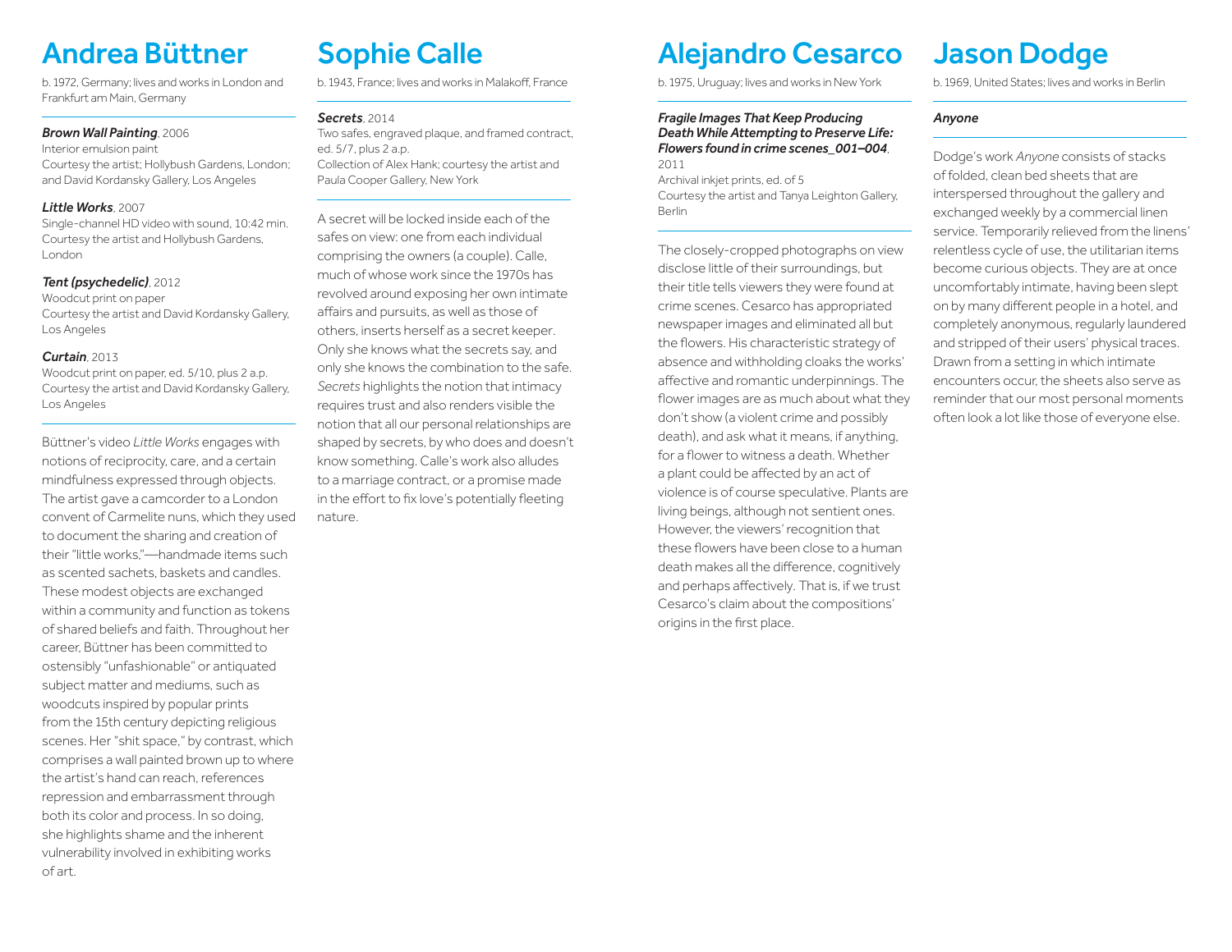# Andrea Büttner

b. 1972, Germany; lives and works in London and Frankfurt am Main, Germany

***Brown Wall Painting***, 2006
Interior emulsion paint
Courtesy the artist; Hollybush Gardens, London; and David Kordansky Gallery, Los Angeles

***Little Works***, 2007
Single-channel HD video with sound, 10:42 min.
Courtesy the artist and Hollybush Gardens, London

***Tent (psychedelic)***, 2012
Woodcut print on paper
Courtesy the artist and David Kordansky Gallery, Los Angeles

***Curtain***, 2013
Woodcut print on paper, ed. 5/10, plus 2 a.p.
Courtesy the artist and David Kordansky Gallery, Los Angeles

Büttner's video *Little Works* engages with notions of reciprocity, care, and a certain mindfulness expressed through objects. The artist gave a camcorder to a London convent of Carmelite nuns, which they used to document the sharing and creation of their "little works,"—handmade items such as scented sachets, baskets and candles. These modest objects are exchanged within a community and function as tokens of shared beliefs and faith. Throughout her career, Büttner has been committed to ostensibly "unfashionable" or antiquated subject matter and mediums, such as woodcuts inspired by popular prints from the 15th century depicting religious scenes. Her "shit space," by contrast, which comprises a wall painted brown up to where the artist's hand can reach, references repression and embarrassment through both its color and process. In so doing, she highlights shame and the inherent vulnerability involved in exhibiting works of art.

# Sophie Calle

b. 1943, France; lives and works in Malakoff, France

***Secrets***, 2014
Two safes, engraved plaque, and framed contract, ed. 5/7, plus 2 a.p.
Collection of Alex Hank; courtesy the artist and Paula Cooper Gallery, New York

A secret will be locked inside each of the safes on view: one from each individual comprising the owners (a couple). Calle, much of whose work since the 1970s has revolved around exposing her own intimate affairs and pursuits, as well as those of others, inserts herself as a secret keeper. Only she knows what the secrets say, and only she knows the combination to the safe. *Secrets* highlights the notion that intimacy requires trust and also renders visible the notion that all our personal relationships are shaped by secrets, by who does and doesn't know something. Calle's work also alludes to a marriage contract, or a promise made in the effort to fix love's potentially fleeting nature.

# Alejandro Cesarco

b. 1975, Uruguay; lives and works in New York

***Fragile Images That Keep Producing Death While Attempting to Preserve Life: Flowers found in crime scenes_001–004***, 2011
Archival inkjet prints, ed. of 5
Courtesy the artist and Tanya Leighton Gallery, Berlin

The closely-cropped photographs on view disclose little of their surroundings, but their title tells viewers they were found at crime scenes. Cesarco has appropriated newspaper images and eliminated all but the flowers. His characteristic strategy of absence and withholding cloaks the works' affective and romantic underpinnings. The flower images are as much about what they don't show (a violent crime and possibly death), and ask what it means, if anything, for a flower to witness a death. Whether a plant could be affected by an act of violence is of course speculative. Plants are living beings, although not sentient ones. However, the viewers' recognition that these flowers have been close to a human death makes all the difference, cognitively and perhaps affectively. That is, if we trust Cesarco's claim about the compositions' origins in the first place.

# Jason Dodge

b. 1969, United States; lives and works in Berlin

***Anyone***

Dodge's work *Anyone* consists of stacks of folded, clean bed sheets that are interspersed throughout the gallery and exchanged weekly by a commercial linen service. Temporarily relieved from the linens' relentless cycle of use, the utilitarian items become curious objects. They are at once uncomfortably intimate, having been slept on by many different people in a hotel, and completely anonymous, regularly laundered and stripped of their users' physical traces. Drawn from a setting in which intimate encounters occur, the sheets also serve as reminder that our most personal moments often look a lot like those of everyone else.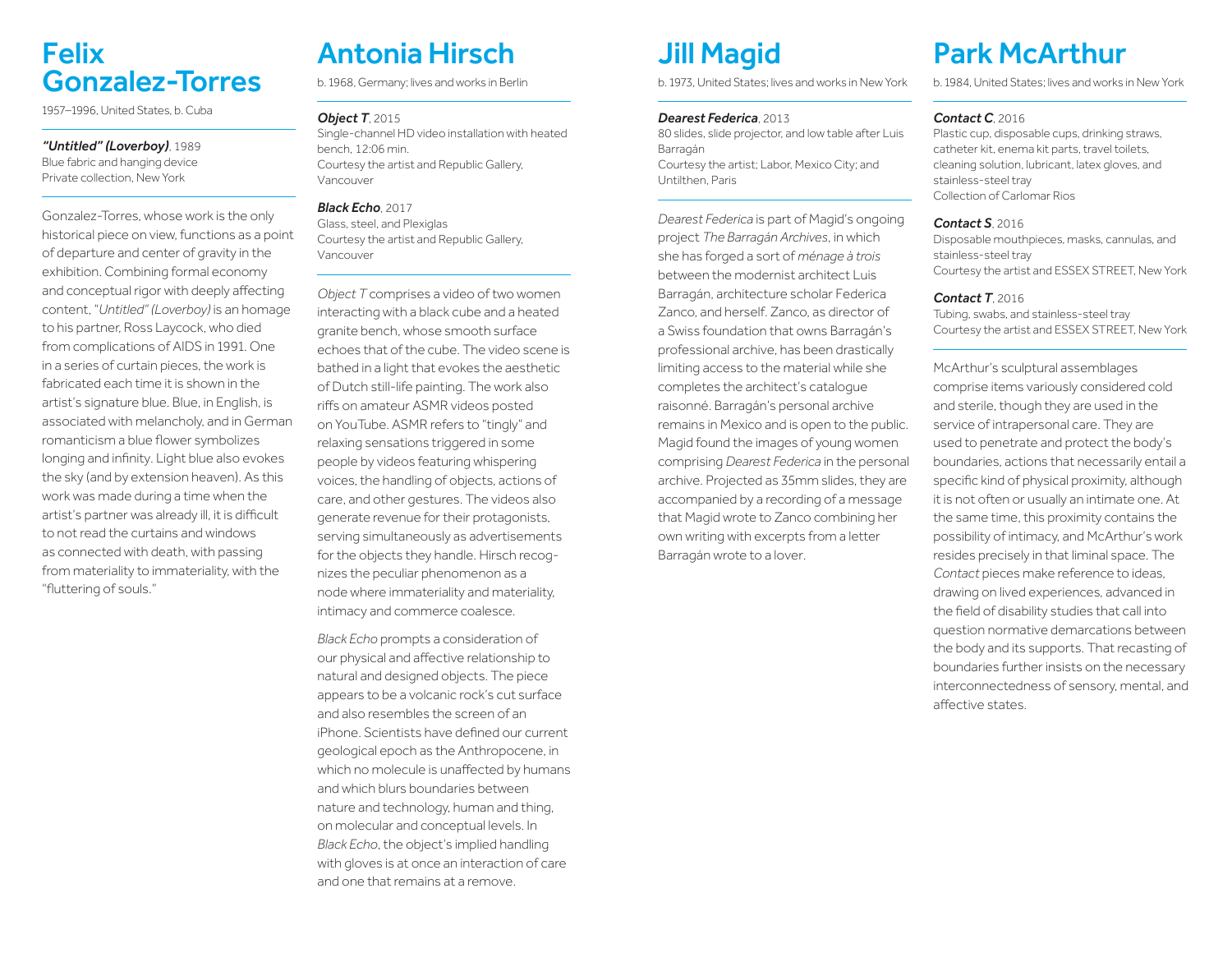# Felix Gonzalez-Torres

1957–1996, United States, b. Cuba

***"Untitled" (Loverboy)***, 1989
Blue fabric and hanging device
Private collection, New York

Gonzalez-Torres, whose work is the only historical piece on view, functions as a point of departure and center of gravity in the exhibition. Combining formal economy and conceptual rigor with deeply affecting content, "*Untitled" (Loverboy)* is an homage to his partner, Ross Laycock, who died from complications of AIDS in 1991. One in a series of curtain pieces, the work is fabricated each time it is shown in the artist's signature blue. Blue, in English, is associated with melancholy, and in German romanticism a blue flower symbolizes longing and infinity. Light blue also evokes the sky (and by extension heaven). As this work was made during a time when the artist's partner was already ill, it is difficult to not read the curtains and windows as connected with death, with passing from materiality to immateriality, with the "fluttering of souls."

# Antonia Hirsch

b. 1968, Germany; lives and works in Berlin

***Object T***, 2015
Single-channel HD video installation with heated bench, 12:06 min.
Courtesy the artist and Republic Gallery, Vancouver

***Black Echo***, 2017
Glass, steel, and Plexiglas
Courtesy the artist and Republic Gallery, Vancouver

*Object T* comprises a video of two women interacting with a black cube and a heated granite bench, whose smooth surface echoes that of the cube. The video scene is bathed in a light that evokes the aesthetic of Dutch still-life painting. The work also riffs on amateur ASMR videos posted on YouTube. ASMR refers to "tingly" and relaxing sensations triggered in some people by videos featuring whispering voices, the handling of objects, actions of care, and other gestures. The videos also generate revenue for their protagonists, serving simultaneously as advertisements for the objects they handle. Hirsch recognizes the peculiar phenomenon as a node where immateriality and materiality, intimacy and commerce coalesce.

*Black Echo* prompts a consideration of our physical and affective relationship to natural and designed objects. The piece appears to be a volcanic rock's cut surface and also resembles the screen of an iPhone. Scientists have defined our current geological epoch as the Anthropocene, in which no molecule is unaffected by humans and which blurs boundaries between nature and technology, human and thing, on molecular and conceptual levels. In *Black Echo*, the object's implied handling with gloves is at once an interaction of care and one that remains at a remove.

# Jill Magid

b. 1973, United States; lives and works in New York

***Dearest Federica***, 2013
80 slides, slide projector, and low table after Luis Barragán
Courtesy the artist; Labor, Mexico City; and Untilthen, Paris

*Dearest Federica* is part of Magid's ongoing project *The Barragán Archives*, in which she has forged a sort of *ménage à trois* between the modernist architect Luis Barragán, architecture scholar Federica Zanco, and herself. Zanco, as director of a Swiss foundation that owns Barragán's professional archive, has been drastically limiting access to the material while she completes the architect's catalogue raisonné. Barragán's personal archive remains in Mexico and is open to the public. Magid found the images of young women comprising *Dearest Federica* in the personal archive. Projected as 35mm slides, they are accompanied by a recording of a message that Magid wrote to Zanco combining her own writing with excerpts from a letter Barragán wrote to a lover.

# Park McArthur

b. 1984, United States; lives and works in New York

***Contact C***, 2016
Plastic cup, disposable cups, drinking straws, catheter kit, enema kit parts, travel toilets, cleaning solution, lubricant, latex gloves, and stainless-steel tray
Collection of Carlomar Rios

***Contact S***, 2016
Disposable mouthpieces, masks, cannulas, and stainless-steel tray
Courtesy the artist and ESSEX STREET, New York

***Contact T***, 2016
Tubing, swabs, and stainless-steel tray
Courtesy the artist and ESSEX STREET, New York

McArthur's sculptural assemblages comprise items variously considered cold and sterile, though they are used in the service of intrapersonal care. They are used to penetrate and protect the body's boundaries, actions that necessarily entail a specific kind of physical proximity, although it is not often or usually an intimate one. At the same time, this proximity contains the possibility of intimacy, and McArthur's work resides precisely in that liminal space. The *Contact* pieces make reference to ideas, drawing on lived experiences, advanced in the field of disability studies that call into question normative demarcations between the body and its supports. That recasting of boundaries further insists on the necessary interconnectedness of sensory, mental, and affective states.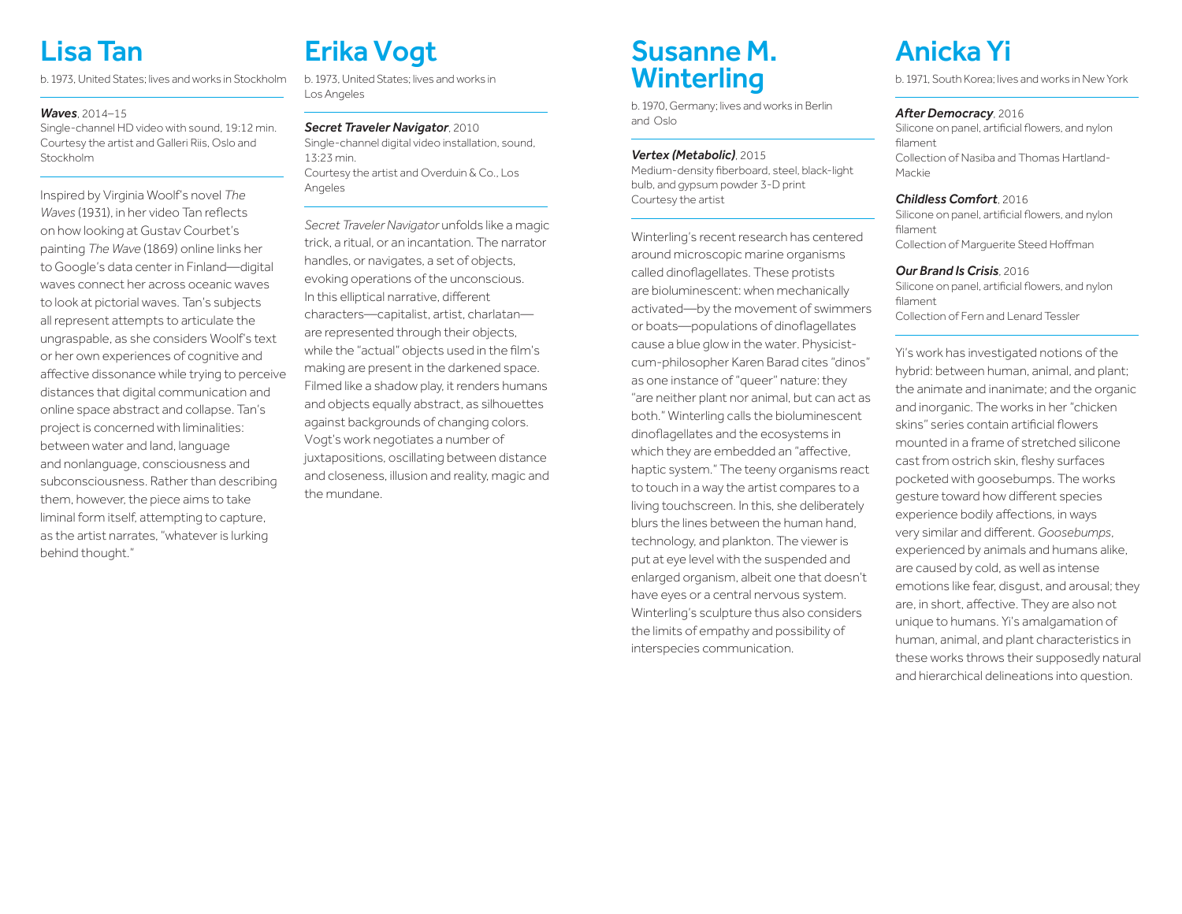# Lisa Tan

b. 1973, United States; lives and works in Stockholm

***Waves***, 2014–15
Single-channel HD video with sound, 19:12 min.
Courtesy the artist and Galleri Riis, Oslo and Stockholm

Inspired by Virginia Woolf's novel *The Waves* (1931), in her video Tan reflects on how looking at Gustav Courbet's painting *The Wave* (1869) online links her to Google's data center in Finland—digital waves connect her across oceanic waves to look at pictorial waves. Tan's subjects all represent attempts to articulate the ungraspable, as she considers Woolf's text or her own experiences of cognitive and affective dissonance while trying to perceive distances that digital communication and online space abstract and collapse. Tan's project is concerned with liminalities: between water and land, language and nonlanguage, consciousness and subconsciousness. Rather than describing them, however, the piece aims to take liminal form itself, attempting to capture, as the artist narrates, "whatever is lurking behind thought."

# Erika Vogt

b. 1973, United States; lives and works in Los Angeles

***Secret Traveler Navigator***, 2010
Single-channel digital video installation, sound, 13:23 min.
Courtesy the artist and Overduin & Co., Los Angeles

*Secret Traveler Navigator* unfolds like a magic trick, a ritual, or an incantation. The narrator handles, or navigates, a set of objects, evoking operations of the unconscious. In this elliptical narrative, different characters—capitalist, artist, charlatan—are represented through their objects, while the "actual" objects used in the film's making are present in the darkened space. Filmed like a shadow play, it renders humans and objects equally abstract, as silhouettes against backgrounds of changing colors. Vogt's work negotiates a number of juxtapositions, oscillating between distance and closeness, illusion and reality, magic and the mundane.

# Susanne M. Winterling

b. 1970, Germany; lives and works in Berlin and Oslo

***Vertex (Metabolic)***, 2015
Medium-density fiberboard, steel, black-light bulb, and gypsum powder 3-D print
Courtesy the artist

Winterling's recent research has centered around microscopic marine organisms called dinoflagellates. These protists are bioluminescent: when mechanically activated—by the movement of swimmers or boats—populations of dinoflagellates cause a blue glow in the water. Physicist-cum-philosopher Karen Barad cites "dinos" as one instance of "queer" nature: they "are neither plant nor animal, but can act as both." Winterling calls the bioluminescent dinoflagellates and the ecosystems in which they are embedded an "affective, haptic system." The teeny organisms react to touch in a way the artist compares to a living touchscreen. In this, she deliberately blurs the lines between the human hand, technology, and plankton. The viewer is put at eye level with the suspended and enlarged organism, albeit one that doesn't have eyes or a central nervous system. Winterling's sculpture thus also considers the limits of empathy and possibility of interspecies communication.

# Anicka Yi

b. 1971, South Korea; lives and works in New York

***After Democracy***, 2016
Silicone on panel, artificial flowers, and nylon filament
Collection of Nasiba and Thomas Hartland-Mackie

***Childless Comfort***, 2016
Silicone on panel, artificial flowers, and nylon filament
Collection of Marguerite Steed Hoffman

***Our Brand Is Crisis***, 2016
Silicone on panel, artificial flowers, and nylon filament
Collection of Fern and Lenard Tessler

Yi's work has investigated notions of the hybrid: between human, animal, and plant; the animate and inanimate; and the organic and inorganic. The works in her "chicken skins" series contain artificial flowers mounted in a frame of stretched silicone cast from ostrich skin, fleshy surfaces pocketed with goosebumps. The works gesture toward how different species experience bodily affections, in ways very similar and different. *Goosebumps*, experienced by animals and humans alike, are caused by cold, as well as intense emotions like fear, disgust, and arousal; they are, in short, affective. They are also not unique to humans. Yi's amalgamation of human, animal, and plant characteristics in these works throws their supposedly natural and hierarchical delineations into question.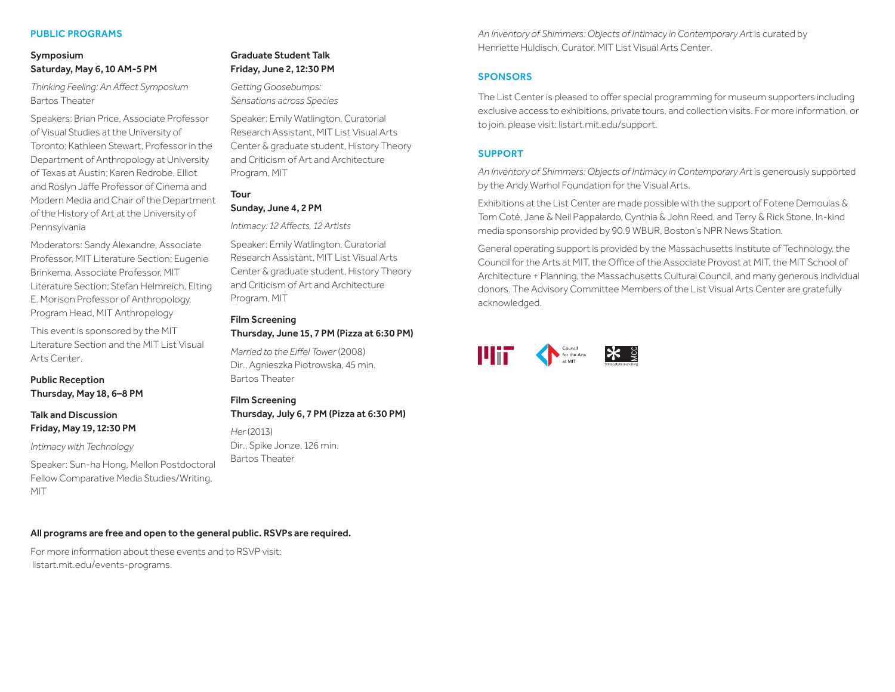## PUBLIC PROGRAMS

**Symposium**
**Saturday, May 6, 10 AM–5 PM**

*Thinking Feeling: An Affect Symposium*
Bartos Theater

Speakers: Brian Price, Associate Professor of Visual Studies at the University of Toronto; Kathleen Stewart, Professor in the Department of Anthropology at University of Texas at Austin; Karen Redrobe, Elliot and Roslyn Jaffe Professor of Cinema and Modern Media and Chair of the Department of the History of Art at the University of Pennsylvania

Moderators: Sandy Alexandre, Associate Professor, MIT Literature Section; Eugenie Brinkema, Associate Professor, MIT Literature Section; Stefan Helmreich, Elting E. Morison Professor of Anthropology, Program Head, MIT Anthropology

This event is sponsored by the MIT Literature Section and the MIT List Visual Arts Center.

**Public Reception**
**Thursday, May 18, 6–8 PM**

**Talk and Discussion**
**Friday, May 19, 12:30 PM**

*Intimacy with Technology*

Speaker: Sun-ha Hong, Mellon Postdoctoral Fellow Comparative Media Studies/Writing, MIT

**Graduate Student Talk**
**Friday, June 2, 12:30 PM**

*Getting Goosebumps: Sensations across Species*

Speaker: Emily Watlington, Curatorial Research Assistant, MIT List Visual Arts Center & graduate student, History Theory and Criticism of Art and Architecture Program, MIT

**Tour**
**Sunday, June 4, 2 PM**

*Intimacy: 12 Affects, 12 Artists*

Speaker: Emily Watlington, Curatorial Research Assistant, MIT List Visual Arts Center & graduate student, History Theory and Criticism of Art and Architecture Program, MIT

**Film Screening**
**Thursday, June 15, 7 PM (Pizza at 6:30 PM)**

*Married to the Eiffel Tower* (2008)
Dir., Agnieszka Piotrowska, 45 min.
Bartos Theater

**Film Screening**
**Thursday, July 6, 7 PM (Pizza at 6:30 PM)**

*Her* (2013)
Dir., Spike Jonze, 126 min.
Bartos Theater

**All programs are free and open to the general public. RSVPs are required.**

For more information about these events and to RSVP visit: listart.mit.edu/events-programs.

*An Inventory of Shimmers: Objects of Intimacy in Contemporary Art* is curated by Henriette Huldisch, Curator, MIT List Visual Arts Center.

## SPONSORS

The List Center is pleased to offer special programming for museum supporters including exclusive access to exhibitions, private tours, and collection visits. For more information, or to join, please visit: listart.mit.edu/support.

## SUPPORT

*An Inventory of Shimmers: Objects of Intimacy in Contemporary Art* is generously supported by the Andy Warhol Foundation for the Visual Arts.

Exhibitions at the List Center are made possible with the support of Fotene Demoulas & Tom Coté, Jane & Neil Pappalardo, Cynthia & John Reed, and Terry & Rick Stone. In-kind media sponsorship provided by 90.9 WBUR, Boston's NPR News Station.

General operating support is provided by the Massachusetts Institute of Technology, the Council for the Arts at MIT, the Office of the Associate Provost at MIT, the MIT School of Architecture + Planning, the Massachusetts Cultural Council, and many generous individual donors. The Advisory Committee Members of the List Visual Arts Center are gratefully acknowledged.

Council for the Arts at MIT

MCC
massculturalcouncil.org